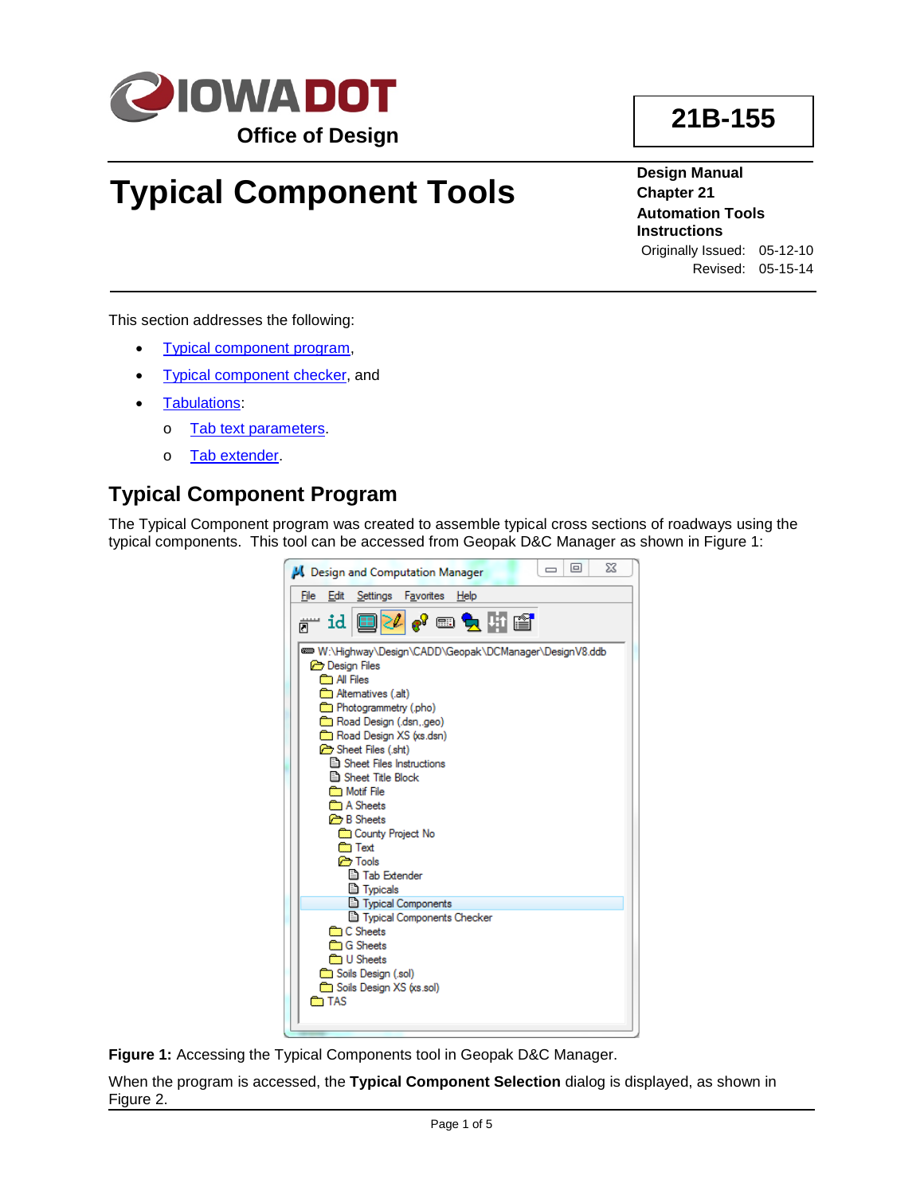IOWADOT

Office of Design

**21B-155**

# Typical Component Tools

**Design Manual**
**Chapter 21**
**Automation Tools Instructions**

Originally Issued: 05-12-10
Revised: 05-15-14

This section addresses the following:

- Typical component program,
- Typical component checker, and
- Tabulations:
  - Tab text parameters.
  - Tab extender.

## Typical Component Program

The Typical Component program was created to assemble typical cross sections of roadways using the typical components. This tool can be accessed from Geopak D&C Manager as shown in Figure 1:

**Figure 1:** Accessing the Typical Components tool in Geopak D&C Manager.

When the program is accessed, the **Typical Component Selection** dialog is displayed, as shown in Figure 2.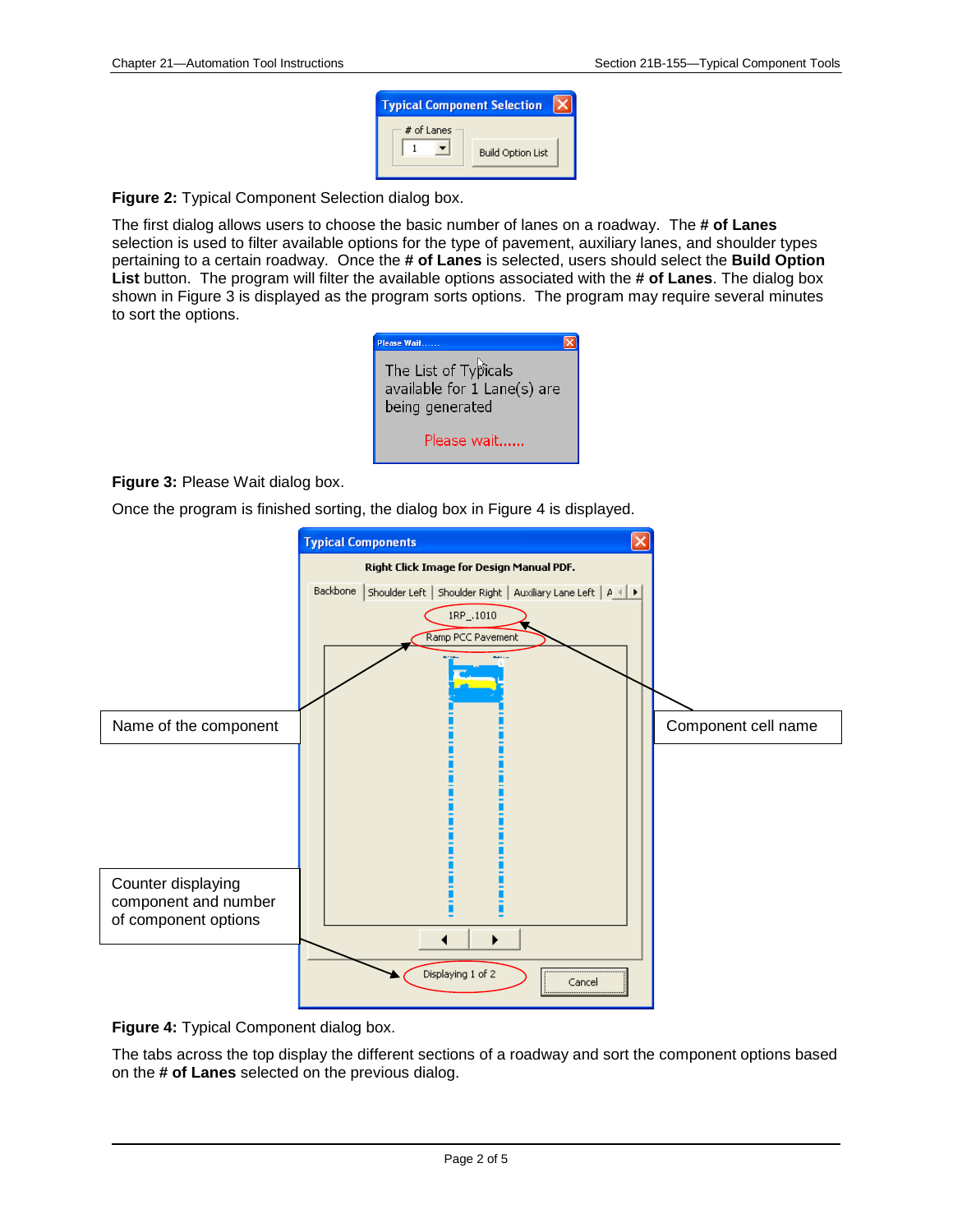**Figure 2:** Typical Component Selection dialog box.

The first dialog allows users to choose the basic number of lanes on a roadway. The **# of Lanes** selection is used to filter available options for the type of pavement, auxiliary lanes, and shoulder types pertaining to a certain roadway. Once the **# of Lanes** is selected, users should select the **Build Option List** button. The program will filter the available options associated with the **# of Lanes**. The dialog box shown in Figure 3 is displayed as the program sorts options. The program may require several minutes to sort the options.

**Figure 3:** Please Wait dialog box.

Once the program is finished sorting, the dialog box in Figure 4 is displayed.

**Figure 4:** Typical Component dialog box.

The tabs across the top display the different sections of a roadway and sort the component options based on the **# of Lanes** selected on the previous dialog.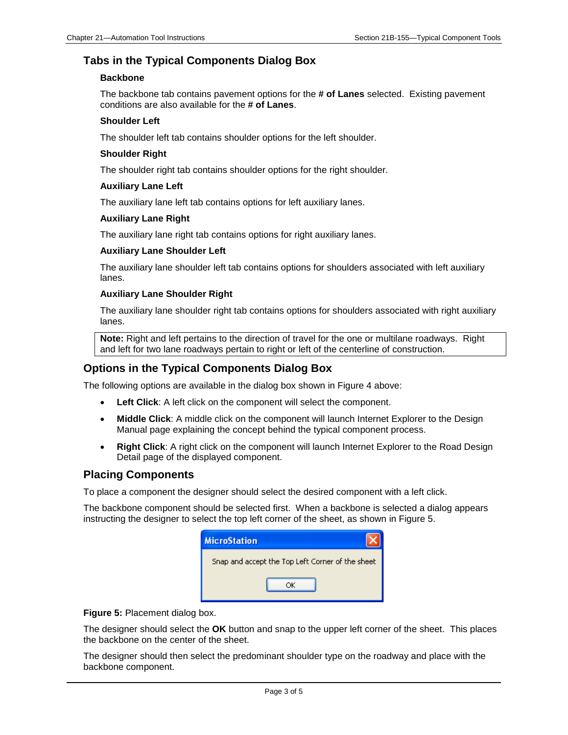## Tabs in the Typical Components Dialog Box

### Backbone

The backbone tab contains pavement options for the **# of Lanes** selected. Existing pavement conditions are also available for the **# of Lanes**.

### Shoulder Left

The shoulder left tab contains shoulder options for the left shoulder.

### Shoulder Right

The shoulder right tab contains shoulder options for the right shoulder.

### Auxiliary Lane Left

The auxiliary lane left tab contains options for left auxiliary lanes.

### Auxiliary Lane Right

The auxiliary lane right tab contains options for right auxiliary lanes.

### Auxiliary Lane Shoulder Left

The auxiliary lane shoulder left tab contains options for shoulders associated with left auxiliary lanes.

### Auxiliary Lane Shoulder Right

The auxiliary lane shoulder right tab contains options for shoulders associated with right auxiliary lanes.

> **Note:** Right and left pertains to the direction of travel for the one or multilane roadways. Right and left for two lane roadways pertain to right or left of the centerline of construction.

## Options in the Typical Components Dialog Box

The following options are available in the dialog box shown in Figure 4 above:

- **Left Click**: A left click on the component will select the component.
- **Middle Click**: A middle click on the component will launch Internet Explorer to the Design Manual page explaining the concept behind the typical component process.
- **Right Click**: A right click on the component will launch Internet Explorer to the Road Design Detail page of the displayed component.

## Placing Components

To place a component the designer should select the desired component with a left click.

The backbone component should be selected first. When a backbone is selected a dialog appears instructing the designer to select the top left corner of the sheet, as shown in Figure 5.

MicroStation

Snap and accept the Top Left Corner of the sheet

OK

**Figure 5:** Placement dialog box.

The designer should select the **OK** button and snap to the upper left corner of the sheet. This places the backbone on the center of the sheet.

The designer should then select the predominant shoulder type on the roadway and place with the backbone component.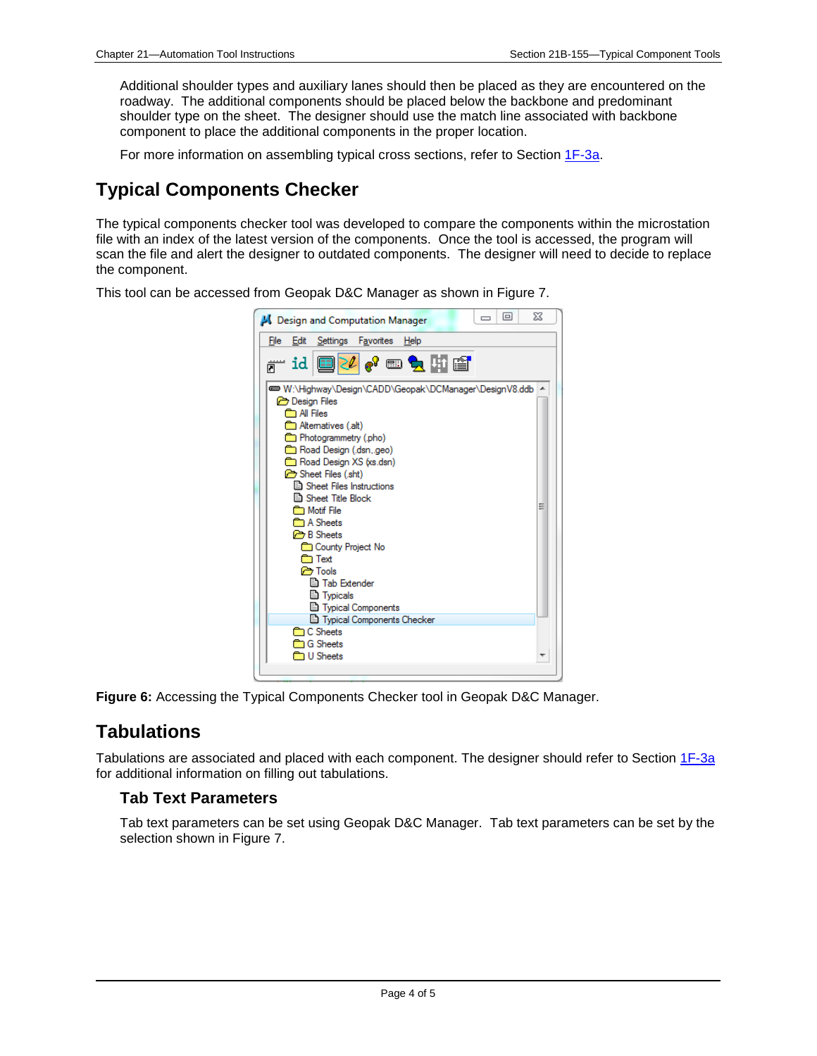Additional shoulder types and auxiliary lanes should then be placed as they are encountered on the roadway. The additional components should be placed below the backbone and predominant shoulder type on the sheet. The designer should use the match line associated with backbone component to place the additional components in the proper location.

For more information on assembling typical cross sections, refer to Section 1F-3a.

## Typical Components Checker

The typical components checker tool was developed to compare the components within the microstation file with an index of the latest version of the components. Once the tool is accessed, the program will scan the file and alert the designer to outdated components. The designer will need to decide to replace the component.

This tool can be accessed from Geopak D&C Manager as shown in Figure 7.

**Figure 6:** Accessing the Typical Components Checker tool in Geopak D&C Manager.

## Tabulations

Tabulations are associated and placed with each component. The designer should refer to Section 1F-3a for additional information on filling out tabulations.

### Tab Text Parameters

Tab text parameters can be set using Geopak D&C Manager. Tab text parameters can be set by the selection shown in Figure 7.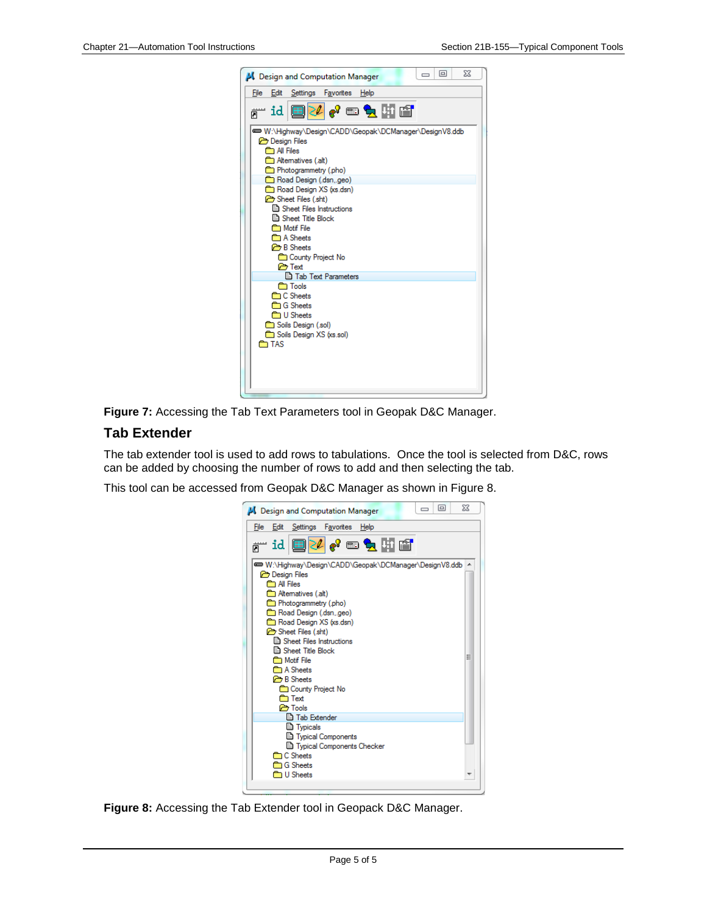**Figure 7:** Accessing the Tab Text Parameters tool in Geopak D&C Manager.

## Tab Extender

The tab extender tool is used to add rows to tabulations. Once the tool is selected from D&C, rows can be added by choosing the number of rows to add and then selecting the tab.

This tool can be accessed from Geopak D&C Manager as shown in Figure 8.

**Figure 8:** Accessing the Tab Extender tool in Geopack D&C Manager.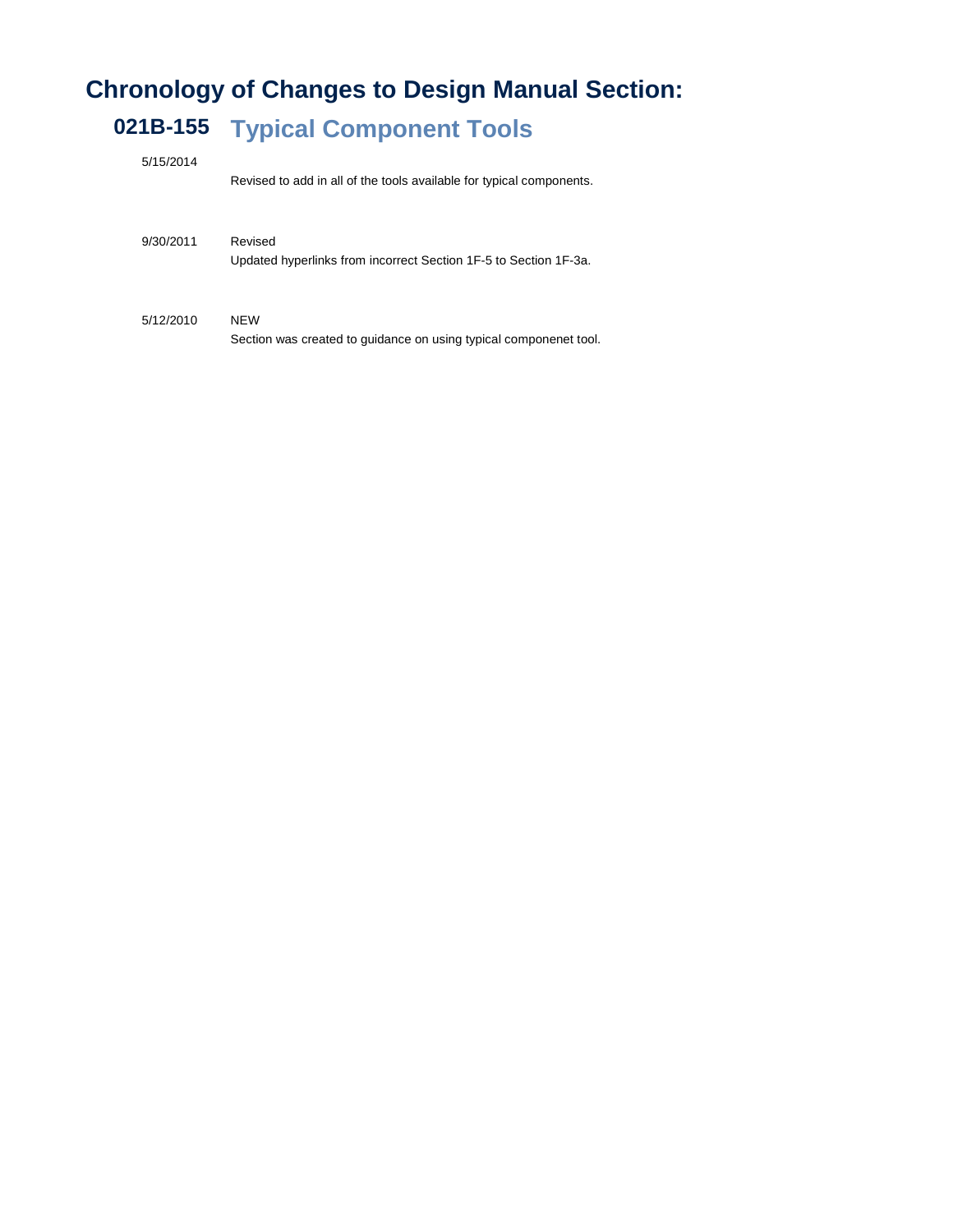# Chronology of Changes to Design Manual Section:

## 021B-155 Typical Component Tools

5/15/2014

Revised to add in all of the tools available for typical components.

9/30/2011 Revised

Updated hyperlinks from incorrect Section 1F-5 to Section 1F-3a.

5/12/2010 NEW

Section was created to guidance on using typical componenet tool.